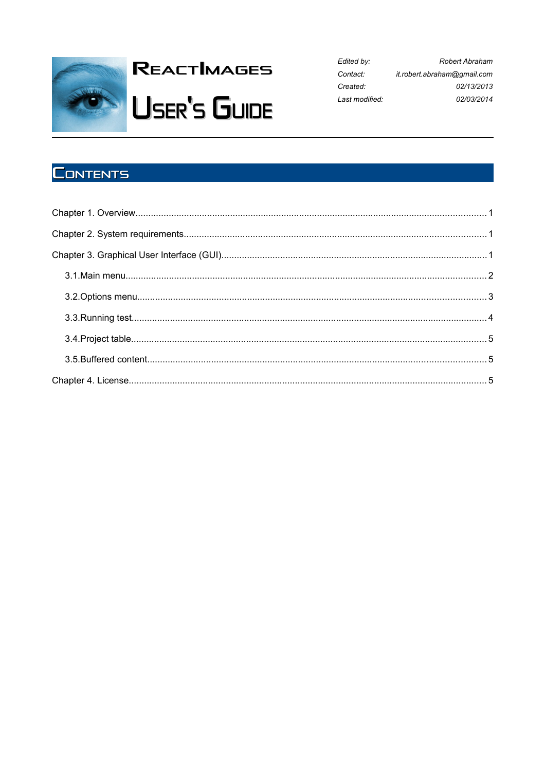# ReactImages

# User's Guide

| | |
|---|---|
| *Edited by:* | *Robert Abraham* |
| *Contact:* | *it.robert.abraham@gmail.com* |
| *Created:* | *02/13/2013* |
| *Last modified:* | *02/03/2014* |

## Contents

Chapter 1. Overview........................................................................................................................................1

Chapter 2. System requirements.....................................................................................................................1

Chapter 3. Graphical User Interface (GUI).......................................................................................................1

- 3.1.Main menu..........................................................................................................................................2
- 3.2.Options menu......................................................................................................................................3
- 3.3.Running test........................................................................................................................................4
- 3.4.Project table........................................................................................................................................5
- 3.5.Buffered content..................................................................................................................................5

Chapter 4. License..........................................................................................................................................5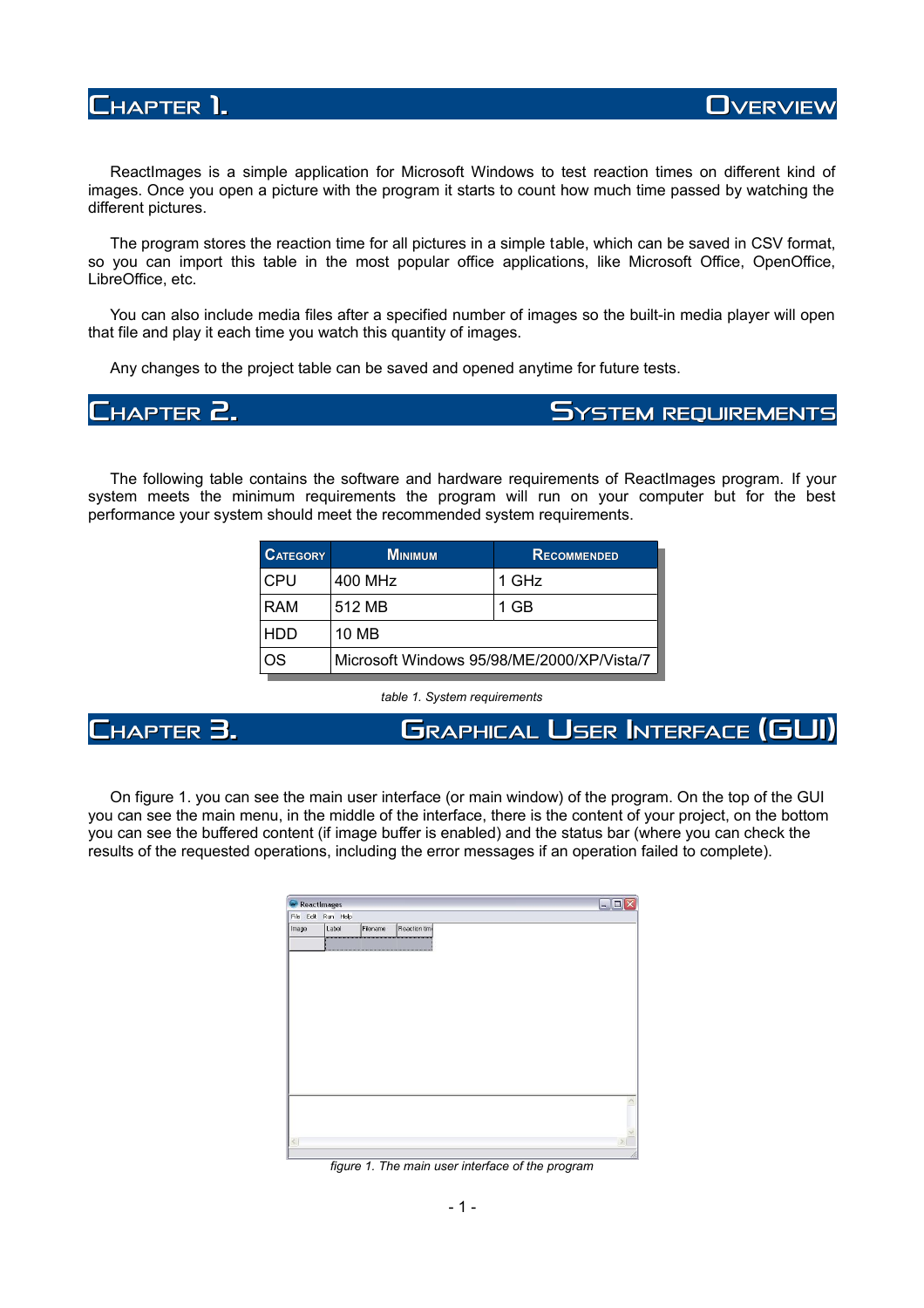# Chapter 1. Overview

ReactImages is a simple application for Microsoft Windows to test reaction times on different kind of images. Once you open a picture with the program it starts to count how much time passed by watching the different pictures.

The program stores the reaction time for all pictures in a simple table, which can be saved in CSV format, so you can import this table in the most popular office applications, like Microsoft Office, OpenOffice, LibreOffice, etc.

You can also include media files after a specified number of images so the built-in media player will open that file and play it each time you watch this quantity of images.

Any changes to the project table can be saved and opened anytime for future tests.

# Chapter 2. System requirements

The following table contains the software and hardware requirements of ReactImages program. If your system meets the minimum requirements the program will run on your computer but for the best performance your system should meet the recommended system requirements.

| Category | Minimum | Recommended |
|---|---|---|
| CPU | 400 MHz | 1 GHz |
| RAM | 512 MB | 1 GB |
| HDD | 10 MB | |
| OS | Microsoft Windows 95/98/ME/2000/XP/Vista/7 | |

*table 1. System requirements*

# Chapter 3. Graphical User Interface (GUI)

On figure 1. you can see the main user interface (or main window) of the program. On the top of the GUI you can see the main menu, in the middle of the interface, there is the content of your project, on the bottom you can see the buffered content (if image buffer is enabled) and the status bar (where you can check the results of the requested operations, including the error messages if an operation failed to complete).

*figure 1. The main user interface of the program*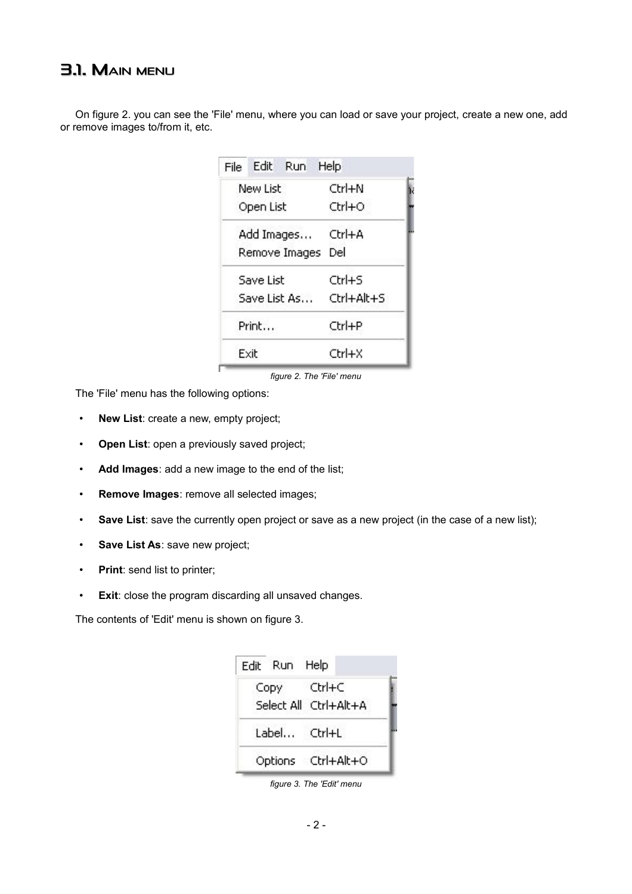## 3.1. Main menu

On figure 2. you can see the 'File' menu, where you can load or save your project, create a new one, add or remove images to/from it, etc.

*figure 2. The 'File' menu*

The 'File' menu has the following options:

- **New List**: create a new, empty project;
- **Open List**: open a previously saved project;
- **Add Images**: add a new image to the end of the list;
- **Remove Images**: remove all selected images;
- **Save List**: save the currently open project or save as a new project (in the case of a new list);
- **Save List As**: save new project;
- **Print**: send list to printer;
- **Exit**: close the program discarding all unsaved changes.

The contents of 'Edit' menu is shown on figure 3.

*figure 3. The 'Edit' menu*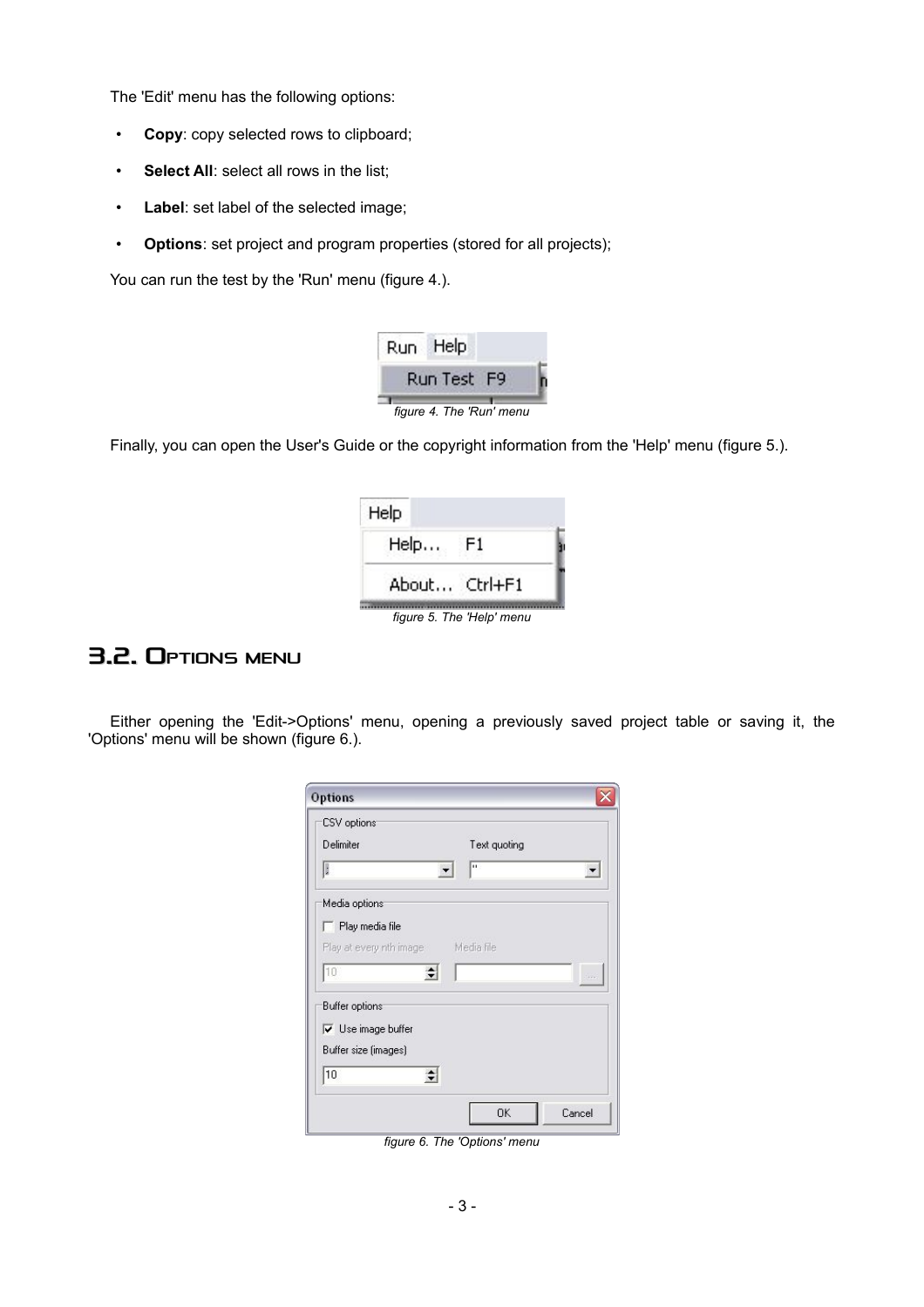The 'Edit' menu has the following options:

- **Copy**: copy selected rows to clipboard;
- **Select All**: select all rows in the list;
- **Label**: set label of the selected image;
- **Options**: set project and program properties (stored for all projects);

You can run the test by the 'Run' menu (figure 4.).

*figure 4. The 'Run' menu*

Finally, you can open the User's Guide or the copyright information from the 'Help' menu (figure 5.).

*figure 5. The 'Help' menu*

## 3.2. Options menu

Either opening the 'Edit->Options' menu, opening a previously saved project table or saving it, the 'Options' menu will be shown (figure 6.).

*figure 6. The 'Options' menu*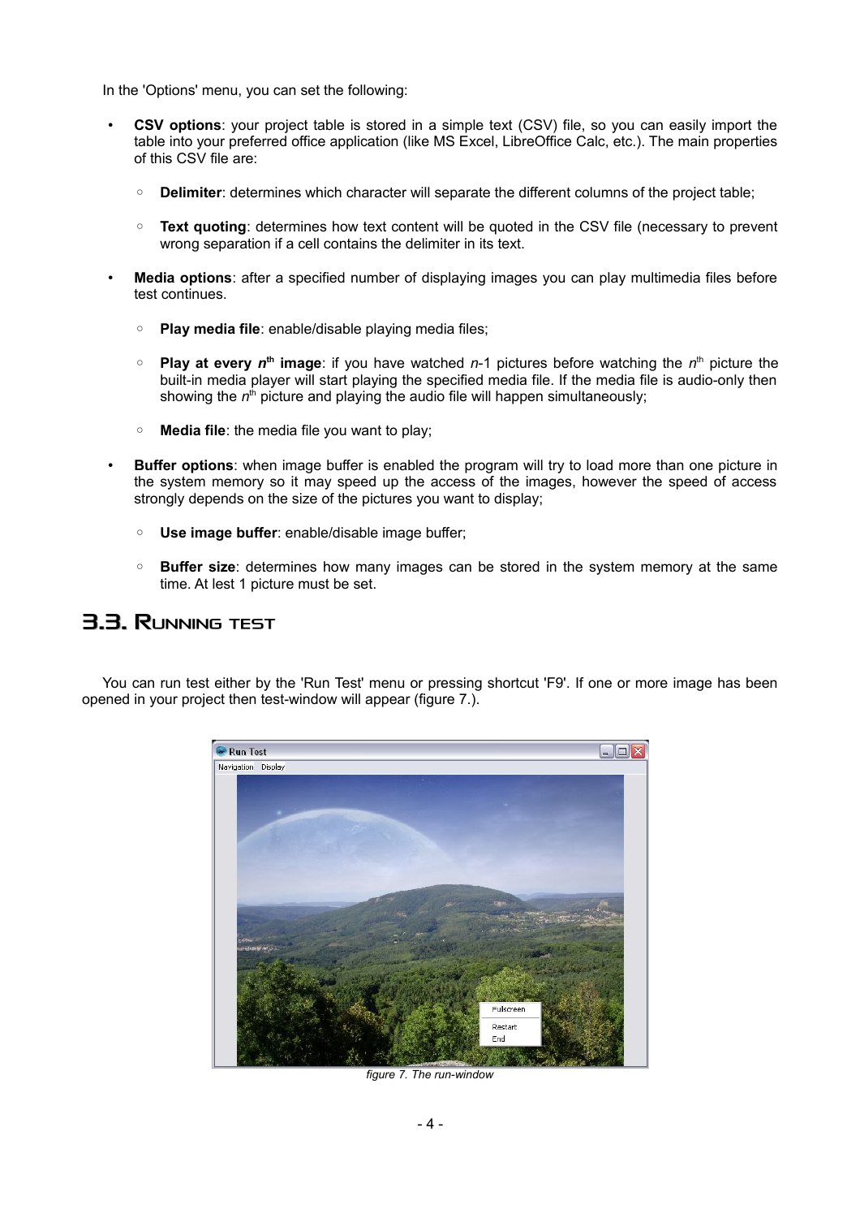In the 'Options' menu, you can set the following:

- **CSV options**: your project table is stored in a simple text (CSV) file, so you can easily import the table into your preferred office application (like MS Excel, LibreOffice Calc, etc.). The main properties of this CSV file are:
  - **Delimiter**: determines which character will separate the different columns of the project table;
  - **Text quoting**: determines how text content will be quoted in the CSV file (necessary to prevent wrong separation if a cell contains the delimiter in its text.
- **Media options**: after a specified number of displaying images you can play multimedia files before test continues.
  - **Play media file**: enable/disable playing media files;
  - **Play at every $n^{th}$ image**: if you have watched $n$-1 pictures before watching the $n^{th}$ picture the built-in media player will start playing the specified media file. If the media file is audio-only then showing the $n^{th}$ picture and playing the audio file will happen simultaneously;
  - **Media file**: the media file you want to play;
- **Buffer options**: when image buffer is enabled the program will try to load more than one picture in the system memory so it may speed up the access of the images, however the speed of access strongly depends on the size of the pictures you want to display;
  - **Use image buffer**: enable/disable image buffer;
  - **Buffer size**: determines how many images can be stored in the system memory at the same time. At lest 1 picture must be set.

## 3.3. Running test

You can run test either by the 'Run Test' menu or pressing shortcut 'F9'. If one or more image has been opened in your project then test-window will appear (figure 7.).

*figure 7. The run-window*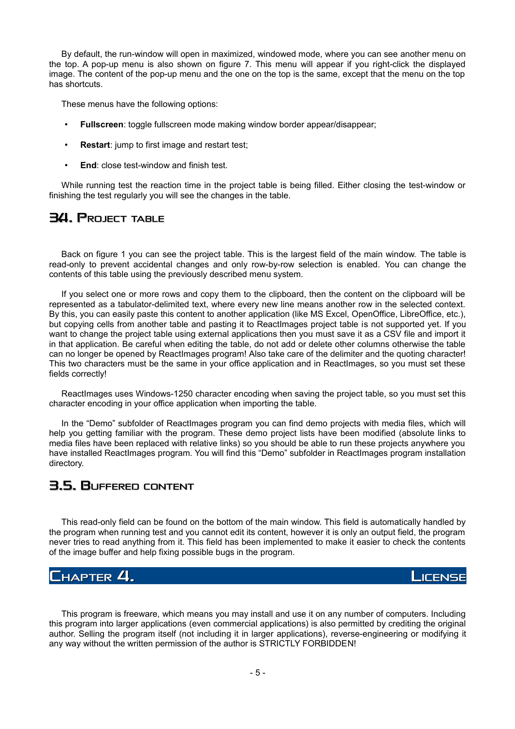By default, the run-window will open in maximized, windowed mode, where you can see another menu on the top. A pop-up menu is also shown on figure 7. This menu will appear if you right-click the displayed image. The content of the pop-up menu and the one on the top is the same, except that the menu on the top has shortcuts.

These menus have the following options:

- **Fullscreen**: toggle fullscreen mode making window border appear/disappear;
- **Restart**: jump to first image and restart test;
- **End**: close test-window and finish test.

While running test the reaction time in the project table is being filled. Either closing the test-window or finishing the test regularly you will see the changes in the table.

## 3.4. Project table

Back on figure 1 you can see the project table. This is the largest field of the main window. The table is read-only to prevent accidental changes and only row-by-row selection is enabled. You can change the contents of this table using the previously described menu system.

If you select one or more rows and copy them to the clipboard, then the content on the clipboard will be represented as a tabulator-delimited text, where every new line means another row in the selected context. By this, you can easily paste this content to another application (like MS Excel, OpenOffice, LibreOffice, etc.), but copying cells from another table and pasting it to ReactImages project table is not supported yet. If you want to change the project table using external applications then you must save it as a CSV file and import it in that application. Be careful when editing the table, do not add or delete other columns otherwise the table can no longer be opened by ReactImages program! Also take care of the delimiter and the quoting character! This two characters must be the same in your office application and in ReactImages, so you must set these fields correctly!

ReactImages uses Windows-1250 character encoding when saving the project table, so you must set this character encoding in your office application when importing the table.

In the “Demo” subfolder of ReactImages program you can find demo projects with media files, which will help you getting familiar with the program. These demo project lists have been modified (absolute links to media files have been replaced with relative links) so you should be able to run these projects anywhere you have installed ReactImages program. You will find this “Demo” subfolder in ReactImages program installation directory.

## 3.5. Buffered content

This read-only field can be found on the bottom of the main window. This field is automatically handled by the program when running test and you cannot edit its content, however it is only an output field, the program never tries to read anything from it. This field has been implemented to make it easier to check the contents of the image buffer and help fixing possible bugs in the program.

# Chapter 4. License

This program is freeware, which means you may install and use it on any number of computers. Including this program into larger applications (even commercial applications) is also permitted by crediting the original author. Selling the program itself (not including it in larger applications), reverse-engineering or modifying it any way without the written permission of the author is STRICTLY FORBIDDEN!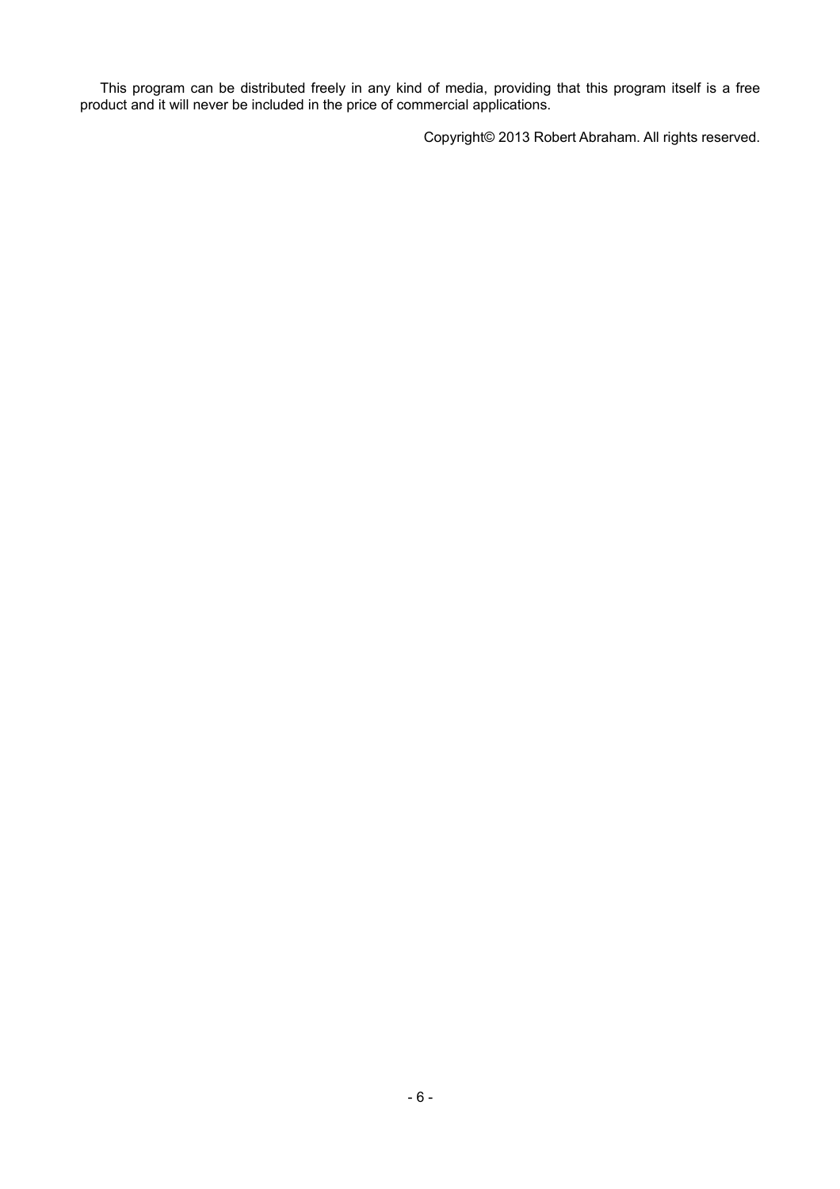This program can be distributed freely in any kind of media, providing that this program itself is a free product and it will never be included in the price of commercial applications.

Copyright© 2013 Robert Abraham. All rights reserved.